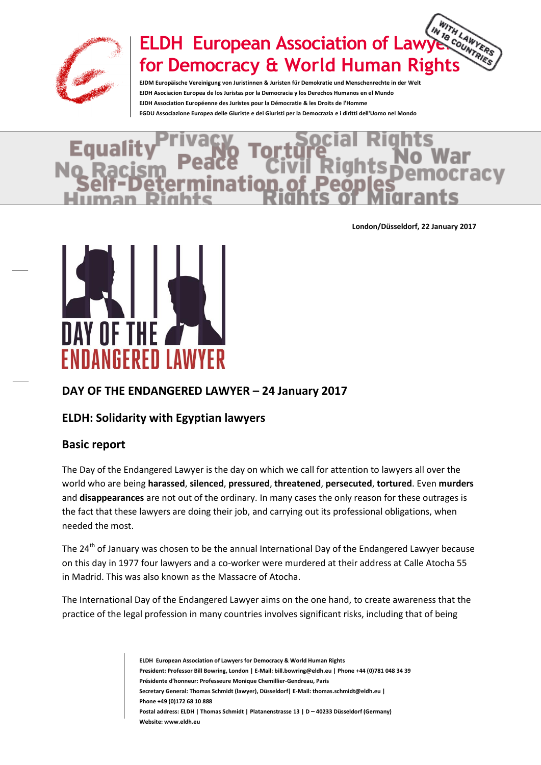# ELDH European Association of Lawyers for Democracy & World Human Rights

EJDM Europäische Vereinigung von Juristinnen & Juristen für Demokratie und Menschenrechte in der Welt
EJDH Asociacion Europea de los Juristas por la Democracia y los Derechos Humanos en el Mundo
EJDH Association Européenne des Juristes pour la Démocratie & les Droits de l'Homme
EGDU Associazione Europea delle Giuriste e dei Giuristi per la Democrazia e i diritti dell'Uomo nel Mondo

London/Düsseldorf, 22 January 2017

## DAY OF THE ENDANGERED LAWYER – 24 January 2017

## ELDH: Solidarity with Egyptian lawyers

## Basic report

The Day of the Endangered Lawyer is the day on which we call for attention to lawyers all over the world who are being **harassed**, **silenced**, **pressured**, **threatened**, **persecuted**, **tortured**. Even **murders** and **disappearances** are not out of the ordinary. In many cases the only reason for these outrages is the fact that these lawyers are doing their job, and carrying out its professional obligations, when needed the most.

The 24th of January was chosen to be the annual International Day of the Endangered Lawyer because on this day in 1977 four lawyers and a co-worker were murdered at their address at Calle Atocha 55 in Madrid. This was also known as the Massacre of Atocha.

The International Day of the Endangered Lawyer aims on the one hand, to create awareness that the practice of the legal profession in many countries involves significant risks, including that of being

ELDH European Association of Lawyers for Democracy & World Human Rights
President: Professor Bill Bowring, London | E-Mail: bill.bowring@eldh.eu | Phone +44 (0)781 048 34 39
Présidente d'honneur: Professeure Monique Chemillier-Gendreau, Paris
Secretary General: Thomas Schmidt (lawyer), Düsseldorf| E-Mail: thomas.schmidt@eldh.eu |
Phone +49 (0)172 68 10 888
Postal address: ELDH | Thomas Schmidt | Platanenstrasse 13 | D – 40233 Düsseldorf (Germany)
Website: www.eldh.eu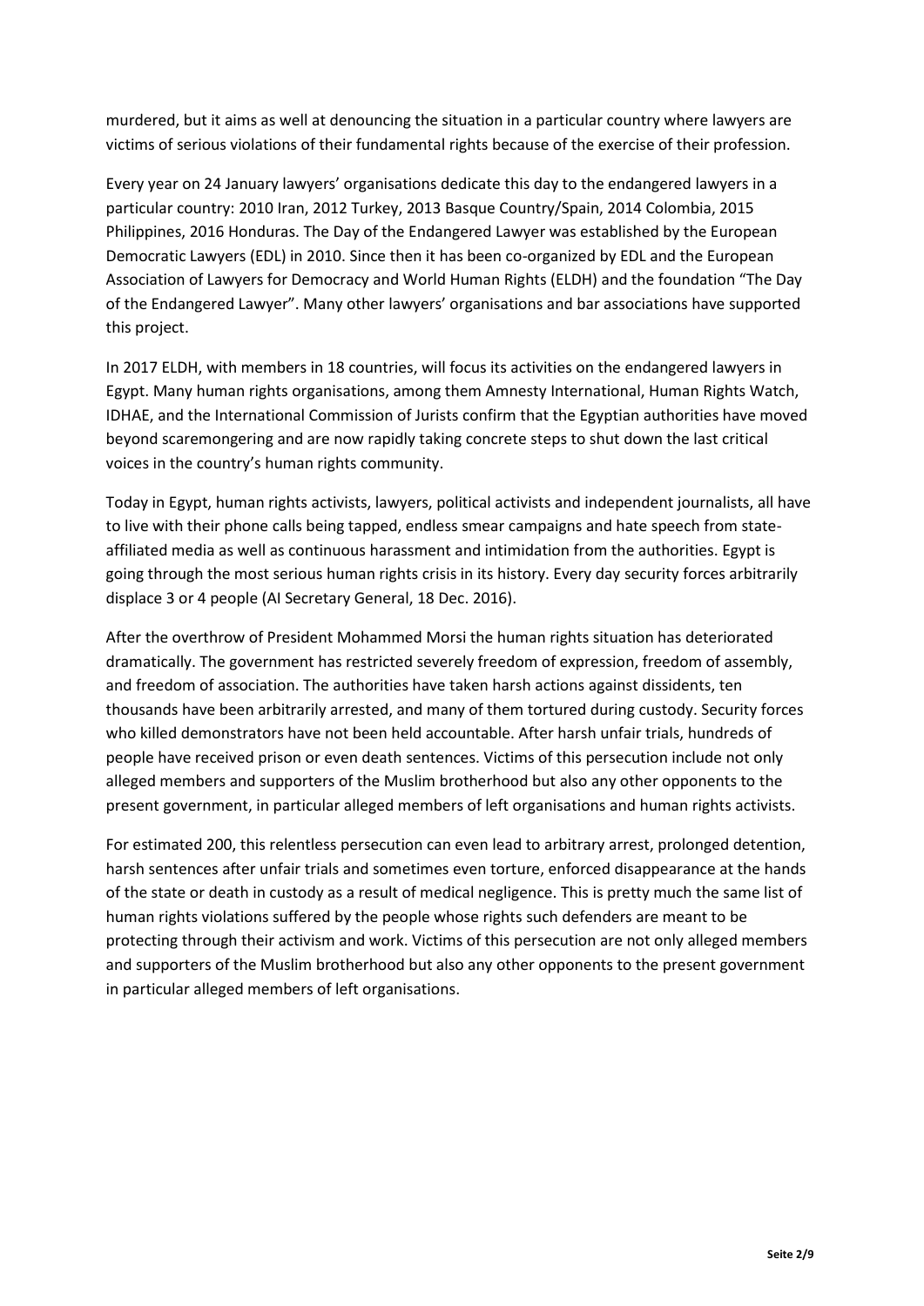murdered, but it aims as well at denouncing the situation in a particular country where lawyers are victims of serious violations of their fundamental rights because of the exercise of their profession.

Every year on 24 January lawyers' organisations dedicate this day to the endangered lawyers in a particular country: 2010 Iran, 2012 Turkey, 2013 Basque Country/Spain, 2014 Colombia, 2015 Philippines, 2016 Honduras. The Day of the Endangered Lawyer was established by the European Democratic Lawyers (EDL) in 2010. Since then it has been co-organized by EDL and the European Association of Lawyers for Democracy and World Human Rights (ELDH) and the foundation "The Day of the Endangered Lawyer". Many other lawyers' organisations and bar associations have supported this project.

In 2017 ELDH, with members in 18 countries, will focus its activities on the endangered lawyers in Egypt. Many human rights organisations, among them Amnesty International, Human Rights Watch, IDHAE, and the International Commission of Jurists confirm that the Egyptian authorities have moved beyond scaremongering and are now rapidly taking concrete steps to shut down the last critical voices in the country's human rights community.

Today in Egypt, human rights activists, lawyers, political activists and independent journalists, all have to live with their phone calls being tapped, endless smear campaigns and hate speech from state-affiliated media as well as continuous harassment and intimidation from the authorities. Egypt is going through the most serious human rights crisis in its history. Every day security forces arbitrarily displace 3 or 4 people (AI Secretary General, 18 Dec. 2016).

After the overthrow of President Mohammed Morsi the human rights situation has deteriorated dramatically. The government has restricted severely freedom of expression, freedom of assembly, and freedom of association. The authorities have taken harsh actions against dissidents, ten thousands have been arbitrarily arrested, and many of them tortured during custody. Security forces who killed demonstrators have not been held accountable. After harsh unfair trials, hundreds of people have received prison or even death sentences. Victims of this persecution include not only alleged members and supporters of the Muslim brotherhood but also any other opponents to the present government, in particular alleged members of left organisations and human rights activists.

For estimated 200, this relentless persecution can even lead to arbitrary arrest, prolonged detention, harsh sentences after unfair trials and sometimes even torture, enforced disappearance at the hands of the state or death in custody as a result of medical negligence. This is pretty much the same list of human rights violations suffered by the people whose rights such defenders are meant to be protecting through their activism and work. Victims of this persecution are not only alleged members and supporters of the Muslim brotherhood but also any other opponents to the present government in particular alleged members of left organisations.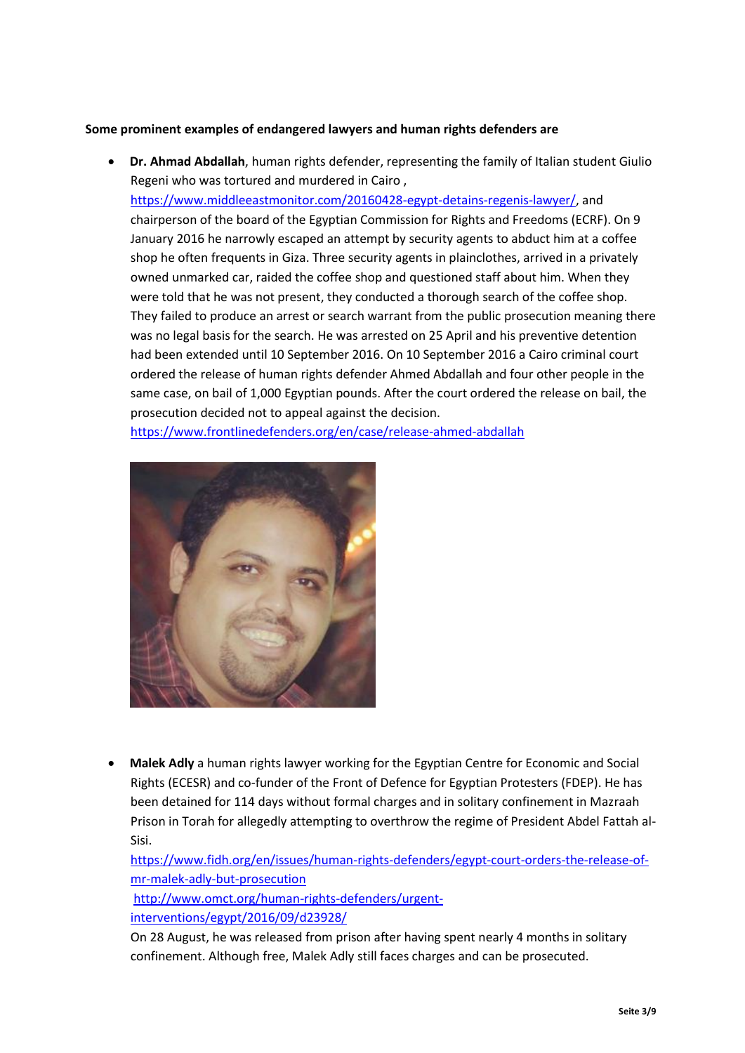**Some prominent examples of endangered lawyers and human rights defenders are**

- **Dr. Ahmad Abdallah**, human rights defender, representing the family of Italian student Giulio Regeni who was tortured and murdered in Cairo , https://www.middleeastmonitor.com/20160428-egypt-detains-regenis-lawyer/, and chairperson of the board of the Egyptian Commission for Rights and Freedoms (ECRF). On 9 January 2016 he narrowly escaped an attempt by security agents to abduct him at a coffee shop he often frequents in Giza. Three security agents in plainclothes, arrived in a privately owned unmarked car, raided the coffee shop and questioned staff about him. When they were told that he was not present, they conducted a thorough search of the coffee shop. They failed to produce an arrest or search warrant from the public prosecution meaning there was no legal basis for the search. He was arrested on 25 April and his preventive detention had been extended until 10 September 2016. On 10 September 2016 a Cairo criminal court ordered the release of human rights defender Ahmed Abdallah and four other people in the same case, on bail of 1,000 Egyptian pounds. After the court ordered the release on bail, the prosecution decided not to appeal against the decision.
https://www.frontlinedefenders.org/en/case/release-ahmed-abdallah

- **Malek Adly** a human rights lawyer working for the Egyptian Centre for Economic and Social Rights (ECESR) and co-funder of the Front of Defence for Egyptian Protesters (FDEP). He has been detained for 114 days without formal charges and in solitary confinement in Mazraah Prison in Torah for allegedly attempting to overthrow the regime of President Abdel Fattah al-Sisi.
https://www.fidh.org/en/issues/human-rights-defenders/egypt-court-orders-the-release-of-mr-malek-adly-but-prosecution
http://www.omct.org/human-rights-defenders/urgent-interventions/egypt/2016/09/d23928/
On 28 August, he was released from prison after having spent nearly 4 months in solitary confinement. Although free, Malek Adly still faces charges and can be prosecuted.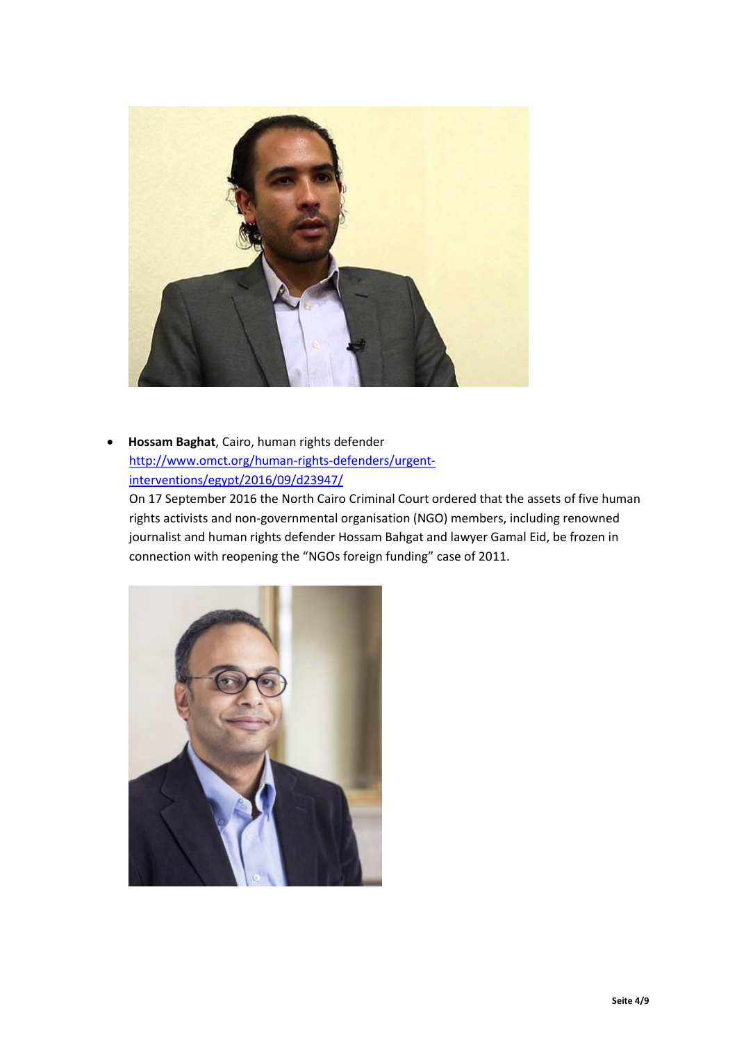- **Hossam Baghat**, Cairo, human rights defender
  http://www.omct.org/human-rights-defenders/urgent-interventions/egypt/2016/09/d23947/
  On 17 September 2016 the North Cairo Criminal Court ordered that the assets of five human rights activists and non-governmental organisation (NGO) members, including renowned journalist and human rights defender Hossam Bahgat and lawyer Gamal Eid, be frozen in connection with reopening the "NGOs foreign funding" case of 2011.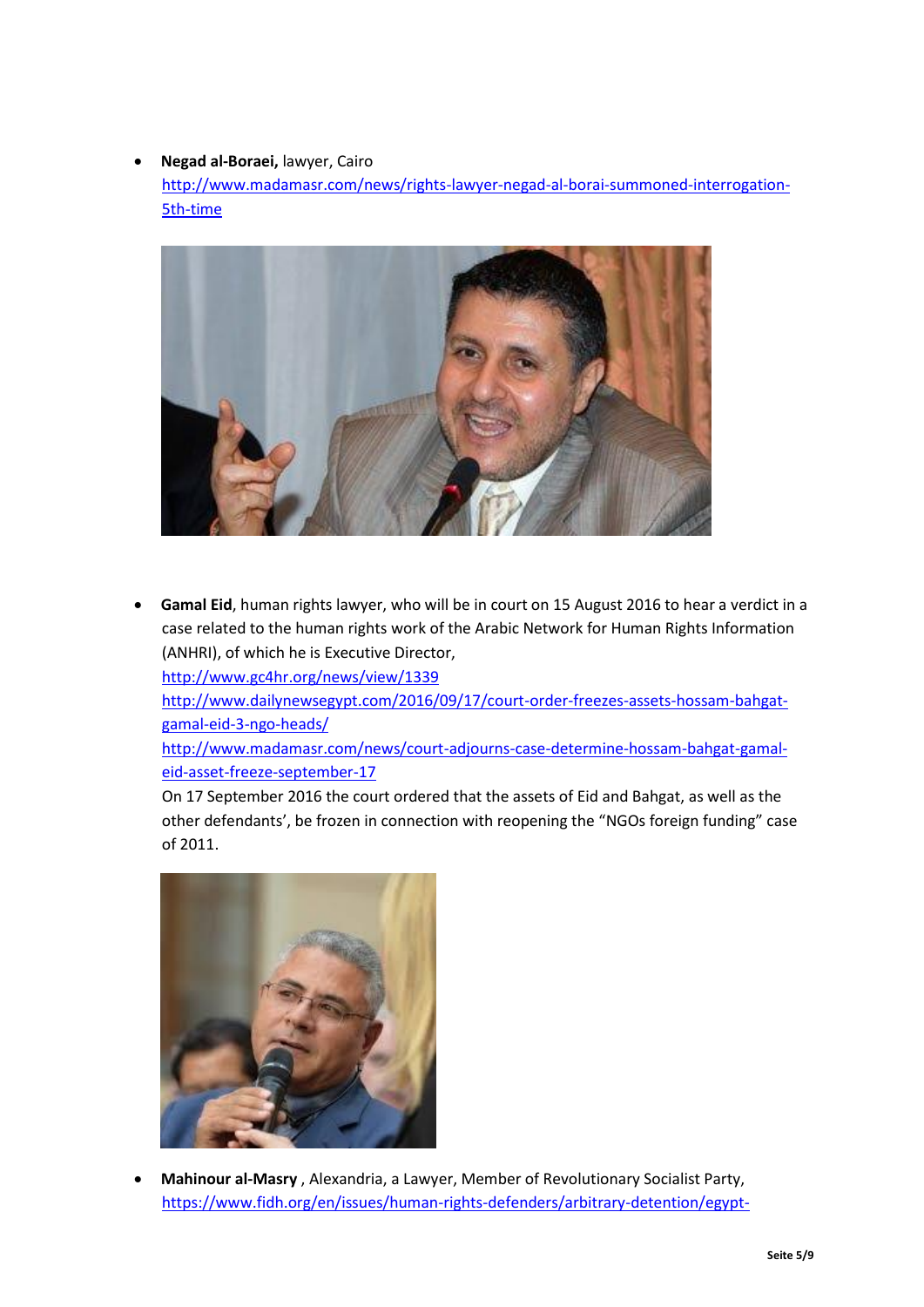- **Negad al-Boraei,** lawyer, Cairo
  http://www.madamasr.com/news/rights-lawyer-negad-al-borai-summoned-interrogation-5th-time

- **Gamal Eid**, human rights lawyer, who will be in court on 15 August 2016 to hear a verdict in a case related to the human rights work of the Arabic Network for Human Rights Information (ANHRI), of which he is Executive Director,
  http://www.gc4hr.org/news/view/1339
  http://www.dailynewsegypt.com/2016/09/17/court-order-freezes-assets-hossam-bahgat-gamal-eid-3-ngo-heads/
  http://www.madamasr.com/news/court-adjourns-case-determine-hossam-bahgat-gamal-eid-asset-freeze-september-17
  On 17 September 2016 the court ordered that the assets of Eid and Bahgat, as well as the other defendants', be frozen in connection with reopening the "NGOs foreign funding" case of 2011.

- **Mahinour al-Masry** , Alexandria, a Lawyer, Member of Revolutionary Socialist Party,
  https://www.fidh.org/en/issues/human-rights-defenders/arbitrary-detention/egypt-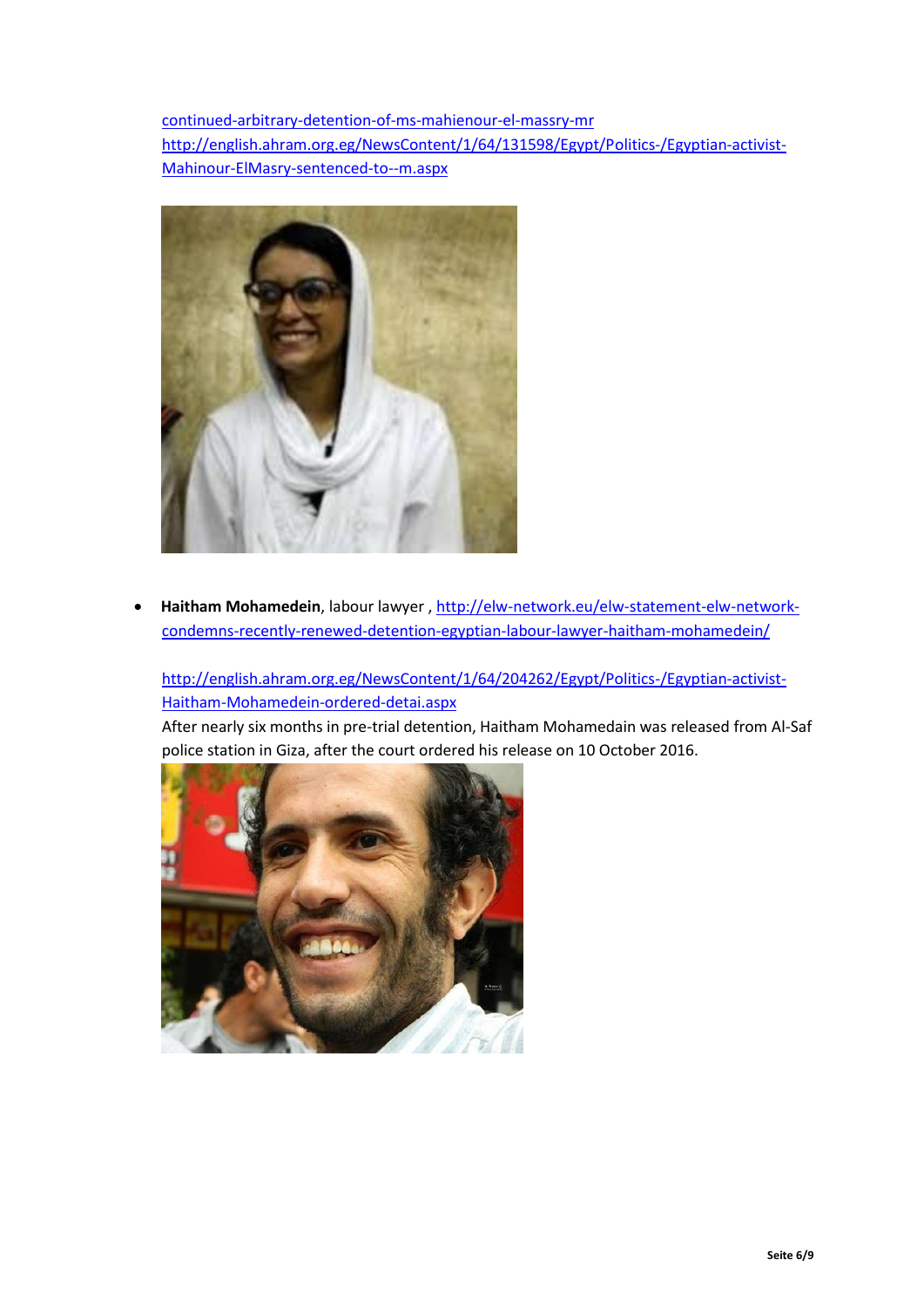continued-arbitrary-detention-of-ms-mahienour-el-massry-mr
http://english.ahram.org.eg/NewsContent/1/64/131598/Egypt/Politics-/Egyptian-activist-Mahinour-ElMasry-sentenced-to--m.aspx

- **Haitham Mohamedein**, labour lawyer , http://elw-network.eu/elw-statement-elw-network-condemns-recently-renewed-detention-egyptian-labour-lawyer-haitham-mohamedein/

  http://english.ahram.org.eg/NewsContent/1/64/204262/Egypt/Politics-/Egyptian-activist-Haitham-Mohamedein-ordered-detai.aspx
  After nearly six months in pre-trial detention, Haitham Mohamedain was released from Al-Saf police station in Giza, after the court ordered his release on 10 October 2016.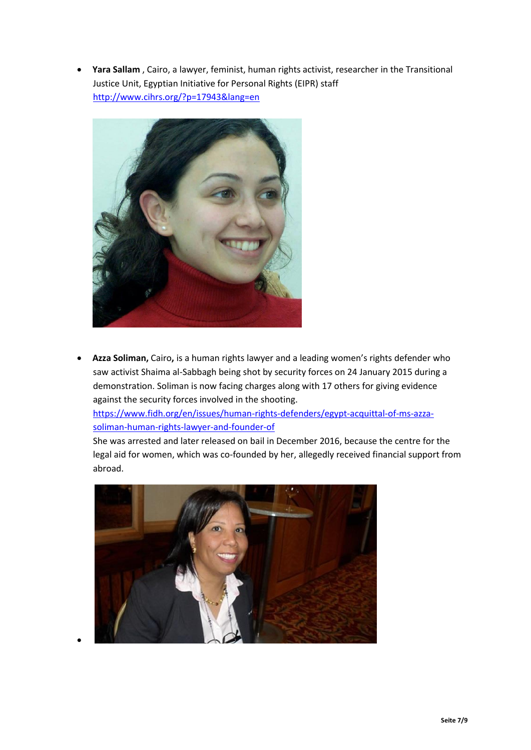- **Yara Sallam** , Cairo, a lawyer, feminist, human rights activist, researcher in the Transitional Justice Unit, Egyptian Initiative for Personal Rights (EIPR) staff http://www.cihrs.org/?p=17943&lang=en

- **Azza Soliman,** Cairo**,** is a human rights lawyer and a leading women's rights defender who saw activist Shaima al-Sabbagh being shot by security forces on 24 January 2015 during a demonstration. Soliman is now facing charges along with 17 others for giving evidence against the security forces involved in the shooting. https://www.fidh.org/en/issues/human-rights-defenders/egypt-acquittal-of-ms-azza-soliman-human-rights-lawyer-and-founder-of

  She was arrested and later released on bail in December 2016, because the centre for the legal aid for women, which was co-founded by her, allegedly received financial support from abroad.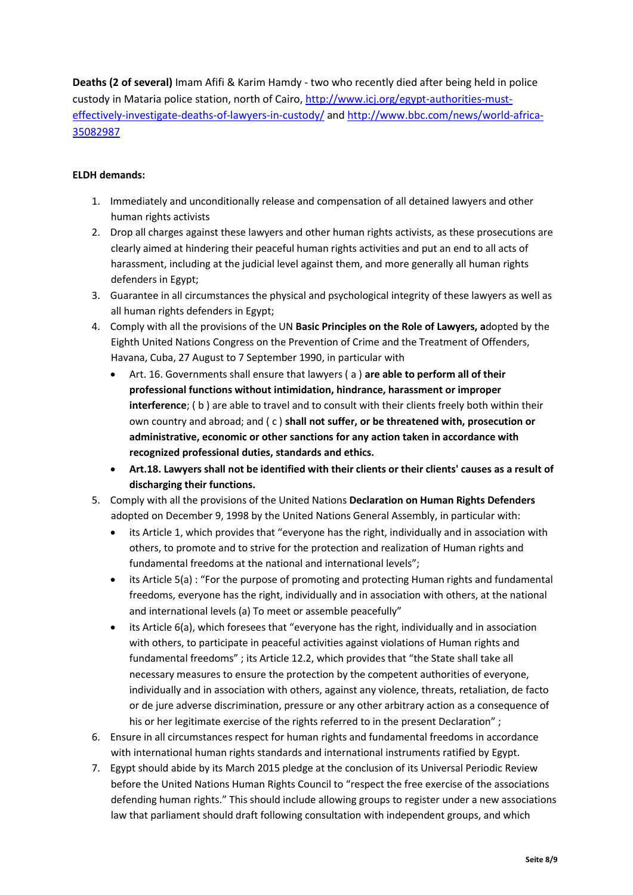**Deaths (2 of several)** Imam Afifi & Karim Hamdy - two who recently died after being held in police custody in Mataria police station, north of Cairo, [http://www.icj.org/egypt-authorities-must-effectively-investigate-deaths-of-lawyers-in-custody/](http://www.icj.org/egypt-authorities-must-effectively-investigate-deaths-of-lawyers-in-custody/) and [http://www.bbc.com/news/world-africa-35082987](http://www.bbc.com/news/world-africa-35082987)

**ELDH demands:**

1. Immediately and unconditionally release and compensation of all detained lawyers and other human rights activists
2. Drop all charges against these lawyers and other human rights activists, as these prosecutions are clearly aimed at hindering their peaceful human rights activities and put an end to all acts of harassment, including at the judicial level against them, and more generally all human rights defenders in Egypt;
3. Guarantee in all circumstances the physical and psychological integrity of these lawyers as well as all human rights defenders in Egypt;
4. Comply with all the provisions of the UN **Basic Principles on the Role of Lawyers, a**dopted by the Eighth United Nations Congress on the Prevention of Crime and the Treatment of Offenders, Havana, Cuba, 27 August to 7 September 1990, in particular with
   - Art. 16. Governments shall ensure that lawyers ( a ) **are able to perform all of their professional functions without intimidation, hindrance, harassment or improper interference**; ( b ) are able to travel and to consult with their clients freely both within their own country and abroad; and ( c ) **shall not suffer, or be threatened with, prosecution or administrative, economic or other sanctions for any action taken in accordance with recognized professional duties, standards and ethics.**
   - **Art.18. Lawyers shall not be identified with their clients or their clients' causes as a result of discharging their functions.**
5. Comply with all the provisions of the United Nations **Declaration on Human Rights Defenders** adopted on December 9, 1998 by the United Nations General Assembly, in particular with:
   - its Article 1, which provides that “everyone has the right, individually and in association with others, to promote and to strive for the protection and realization of Human rights and fundamental freedoms at the national and international levels”;
   - its Article 5(a) : “For the purpose of promoting and protecting Human rights and fundamental freedoms, everyone has the right, individually and in association with others, at the national and international levels (a) To meet or assemble peacefully”
   - its Article 6(a), which foresees that “everyone has the right, individually and in association with others, to participate in peaceful activities against violations of Human rights and fundamental freedoms” ; its Article 12.2, which provides that “the State shall take all necessary measures to ensure the protection by the competent authorities of everyone, individually and in association with others, against any violence, threats, retaliation, de facto or de jure adverse discrimination, pressure or any other arbitrary action as a consequence of his or her legitimate exercise of the rights referred to in the present Declaration” ;
6. Ensure in all circumstances respect for human rights and fundamental freedoms in accordance with international human rights standards and international instruments ratified by Egypt.
7. Egypt should abide by its March 2015 pledge at the conclusion of its Universal Periodic Review before the United Nations Human Rights Council to “respect the free exercise of the associations defending human rights.” This should include allowing groups to register under a new associations law that parliament should draft following consultation with independent groups, and which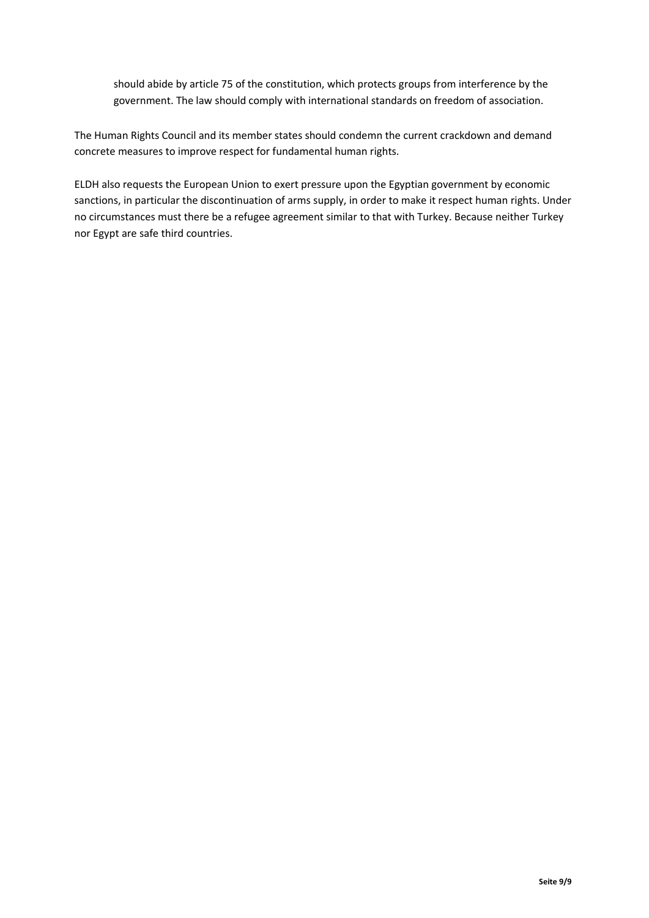should abide by article 75 of the constitution, which protects groups from interference by the government. The law should comply with international standards on freedom of association.

The Human Rights Council and its member states should condemn the current crackdown and demand concrete measures to improve respect for fundamental human rights.

ELDH also requests the European Union to exert pressure upon the Egyptian government by economic sanctions, in particular the discontinuation of arms supply, in order to make it respect human rights. Under no circumstances must there be a refugee agreement similar to that with Turkey. Because neither Turkey nor Egypt are safe third countries.